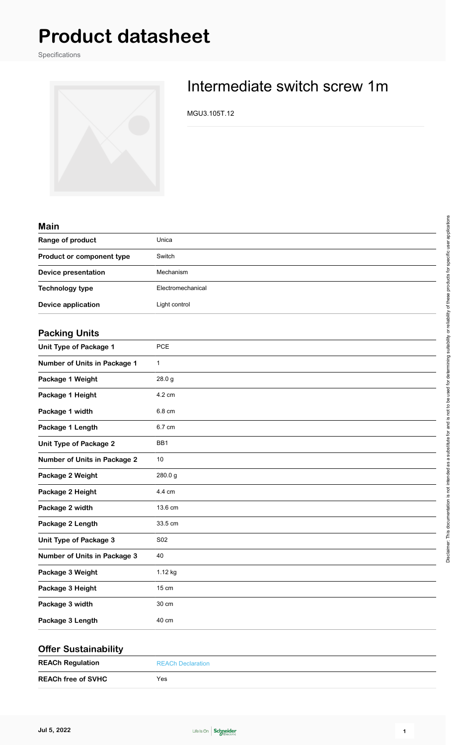# Product datasheet

Specifications

## Intermediate switch screw 1m

MGU3.105T.12

### Main

| | |
|---|---|
| **Range of product** | Unica |
| **Product or component type** | Switch |
| **Device presentation** | Mechanism |
| **Technology type** | Electromechanical |
| **Device application** | Light control |

### Packing Units

| | |
|---|---|
| **Unit Type of Package 1** | PCE |
| **Number of Units in Package 1** | 1 |
| **Package 1 Weight** | 28.0 g |
| **Package 1 Height** | 4.2 cm |
| **Package 1 width** | 6.8 cm |
| **Package 1 Length** | 6.7 cm |
| **Unit Type of Package 2** | BB1 |
| **Number of Units in Package 2** | 10 |
| **Package 2 Weight** | 280.0 g |
| **Package 2 Height** | 4.4 cm |
| **Package 2 width** | 13.6 cm |
| **Package 2 Length** | 33.5 cm |
| **Unit Type of Package 3** | S02 |
| **Number of Units in Package 3** | 40 |
| **Package 3 Weight** | 1.12 kg |
| **Package 3 Height** | 15 cm |
| **Package 3 width** | 30 cm |
| **Package 3 Length** | 40 cm |

### Offer Sustainability

| | |
|---|---|
| **REACh Regulation** | REACh Declaration |
| **REACh free of SVHC** | Yes |

Disclaimer: This documentation is not intended as a substitute for and is not to be used for determining suitability or reliability of these products for specific user applications

Jul 5, 2022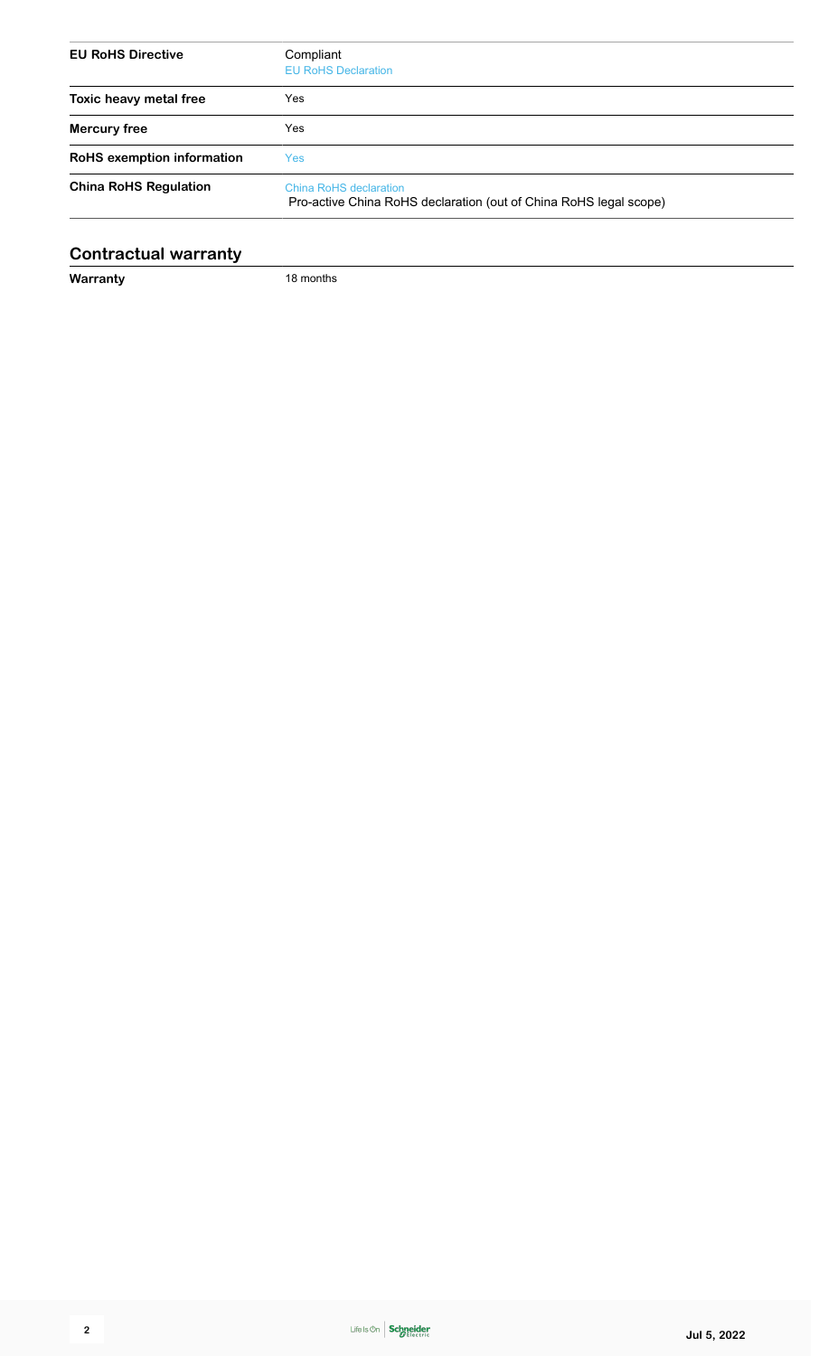| | |
|---|---|
| **EU RoHS Directive** | Compliant<br>EU RoHS Declaration |
| **Toxic heavy metal free** | Yes |
| **Mercury free** | Yes |
| **RoHS exemption information** | Yes |
| **China RoHS Regulation** | China RoHS declaration<br>Pro-active China RoHS declaration (out of China RoHS legal scope) |

## Contractual warranty

| | |
|---|---|
| **Warranty** | 18 months |